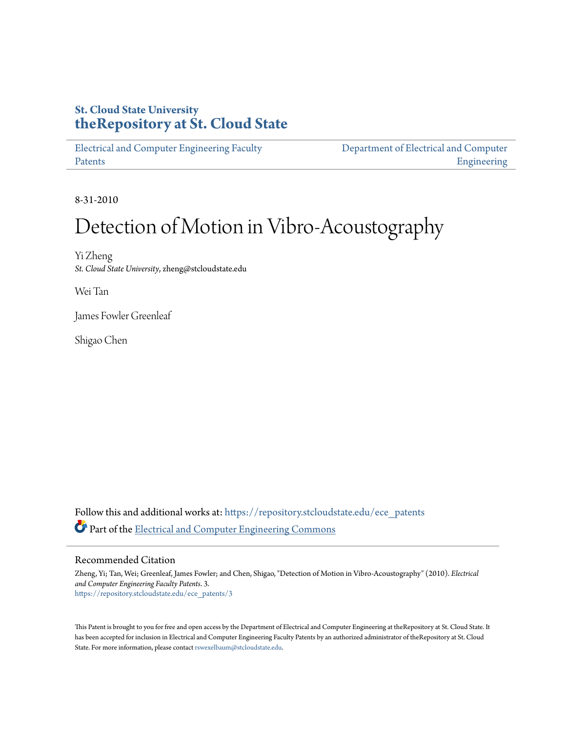St. Cloud State University
**theRepository at St. Cloud State**

Electrical and Computer Engineering Faculty Patents | Department of Electrical and Computer Engineering

8-31-2010

# Detection of Motion in Vibro-Acoustography

Yi Zheng
*St. Cloud State University*, zheng@stcloudstate.edu

Wei Tan

James Fowler Greenleaf

Shigao Chen

Follow this and additional works at: https://repository.stcloudstate.edu/ece_patents

Part of the Electrical and Computer Engineering Commons

## Recommended Citation

Zheng, Yi; Tan, Wei; Greenleaf, James Fowler; and Chen, Shigao, "Detection of Motion in Vibro-Acoustography" (2010). *Electrical and Computer Engineering Faculty Patents*. 3.
https://repository.stcloudstate.edu/ece_patents/3

This Patent is brought to you for free and open access by the Department of Electrical and Computer Engineering at theRepository at St. Cloud State. It has been accepted for inclusion in Electrical and Computer Engineering Faculty Patents by an authorized administrator of theRepository at St. Cloud State. For more information, please contact rswexelbaum@stcloudstate.edu.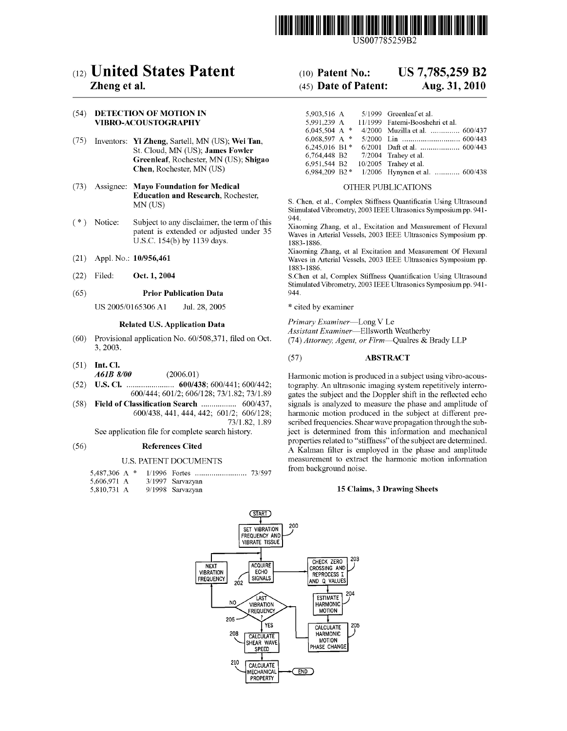US007785259B2

# (12) United States Patent
**Zheng et al.**

(10) **Patent No.: US 7,785,259 B2**

(45) **Date of Patent: Aug. 31, 2010**

(54) **DETECTION OF MOTION IN VIBRO-ACOUSTOGRAPHY**

(75) Inventors: **Yi Zheng**, Sartell, MN (US); **Wei Tan**, St. Cloud, MN (US); **James Fowler Greenleaf**, Rochester, MN (US); **Shigao Chen**, Rochester, MN (US)

(73) Assignee: **Mayo Foundation for Medical Education and Research**, Rochester, MN (US)

( * ) Notice: Subject to any disclaimer, the term of this patent is extended or adjusted under 35 U.S.C. 154(b) by 1139 days.

(21) Appl. No.: **10/956,461**

(22) Filed: **Oct. 1, 2004**

(65) **Prior Publication Data**

US 2005/0165306 A1 Jul. 28, 2005

**Related U.S. Application Data**

(60) Provisional application No. 60/508,371, filed on Oct. 3, 2003.

(51) **Int. Cl.**
*A61B 8/00* (2006.01)

(52) **U.S. Cl.** ....................... **600/438**; 600/441; 600/442; 600/444; 601/2; 606/128; 73/1.82; 73/1.89

(58) **Field of Classification Search** ................. 600/437, 600/438, 441, 444, 442; 601/2; 606/128; 73/1.82, 1.89

See application file for complete search history.

(56) **References Cited**

U.S. PATENT DOCUMENTS

| | | | |
|---|---|---|---|
| 5,487,306 A * | 1/1996 | Fortes | 73/597 |
| 5,606,971 A | 3/1997 | Sarvazyan | |
| 5,810,731 A | 9/1998 | Sarvazyan | |
| 5,903,516 A | 5/1999 | Greenleaf et al. | |
| 5,991,239 A | 11/1999 | Fatemi-Booshehri et al. | |
| 6,045,504 A * | 4/2000 | Muzilla et al. | 600/437 |
| 6,068,597 A * | 5/2000 | Lin | 600/443 |
| 6,245,016 B1 * | 6/2001 | Daft et al. | 600/443 |
| 6,764,448 B2 | 7/2004 | Trahey et al. | |
| 6,951,544 B2 | 10/2005 | Trahey et al. | |
| 6,984,209 B2 * | 1/2006 | Hynynen et al. | 600/438 |

OTHER PUBLICATIONS

S. Chen, et al., Complex Stiffness Quantificatin Using Ultrasound Stimulated Vibrometry, 2003 IEEE Ultrasonics Symposium pp. 941-944.

Xiaoming Zhang, et al., Excitation and Measurement of Flexural Waves in Arterial Vessels, 2003 IEEE Ultrasonics Symposium pp. 1883-1886.

Xiaoming Zhang, et al Excitation and Measurement Of Flexural Waves in Arterial Vessels, 2003 IEEE Ultrasonics Symposium pp. 1883-1886.

S.Chen et al, Complex Stiffness Quantification Using Ultrasound Stimulated Vibrometry, 2003 IEEE Ultrasonics Symposium pp. 941-944.

\* cited by examiner

*Primary Examiner*—Long V Le
*Assistant Examiner*—Ellsworth Weatherby
(74) *Attorney, Agent, or Firm*—Qualres & Brady LLP

(57) **ABSTRACT**

Harmonic motion is produced in a subject using vibro-acoustography. An ultrasonic imaging system repetitively interrogates the subject and the Doppler shift in the reflected echo signals is analyzed to measure the phase and amplitude of harmonic motion produced in the subject at different prescribed frequencies. Shear wave propagation through the subject is determined from this information and mechanical properties related to "stiffness" of the subject are determined. A Kalman filter is employed in the phase and amplitude measurement to extract the harmonic motion information from background noise.

**15 Claims, 3 Drawing Sheets**

START → SET VIBRATION FREQUENCY AND VIBRATE TISSUE (200) → ACQUIRE ECHO SIGNALS (202) → CHECK ZERO CROSSING AND REPROCESS I AND Q VALUES (203) → ESTIMATE HARMONIC MOTION (204) → CALCULATE HARMONIC MOTION PHASE CHANGE (205) → LAST VIBRATION FREQUENCY? (206) — NO → NEXT VIBRATION FREQUENCY; YES → CALCULATE SHEAR WAVE SPEED (208) → CALCULATE MECHANICAL PROPERTY (210) → END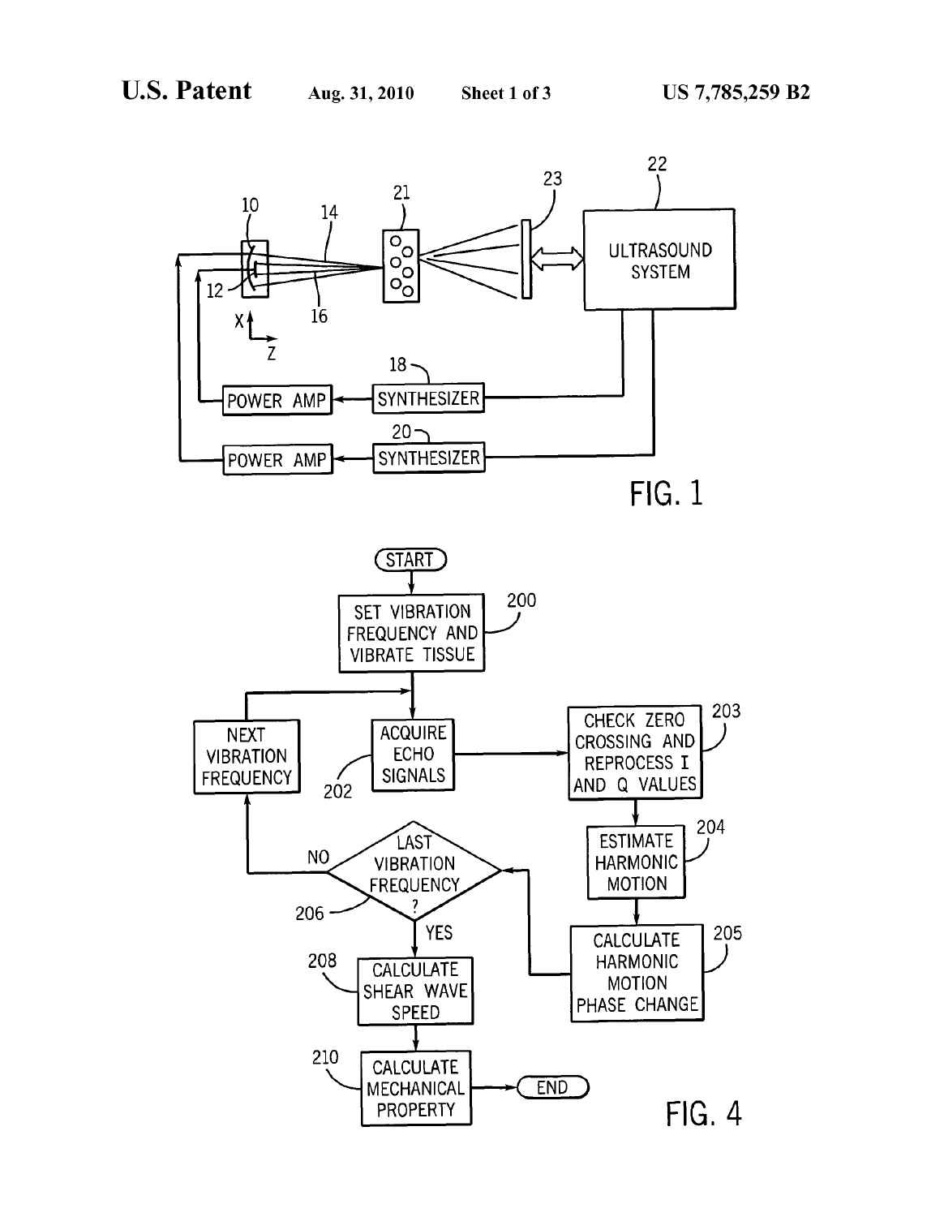ULTRASOUND SYSTEM

SYNTHESIZER — POWER AMP

SYNTHESIZER — POWER AMP

10, 12, 14, 16, 18, 20, 21, 22, 23

X, Z

FIG. 1

START

SET VIBRATION FREQUENCY AND VIBRATE TISSUE (200)

ACQUIRE ECHO SIGNALS (202)

CHECK ZERO CROSSING AND REPROCESS I AND Q VALUES (203)

ESTIMATE HARMONIC MOTION (204)

CALCULATE HARMONIC MOTION PHASE CHANGE (205)

LAST VIBRATION FREQUENCY? (206)

NO → NEXT VIBRATION FREQUENCY

YES → CALCULATE SHEAR WAVE SPEED (208)

CALCULATE MECHANICAL PROPERTY (210)

END

FIG. 4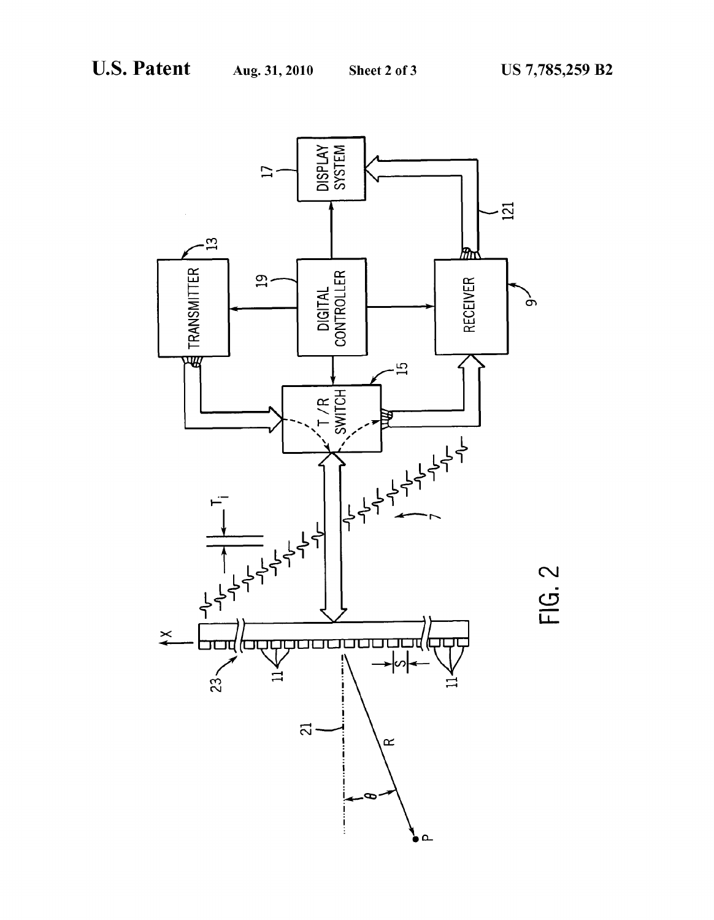FIG. 2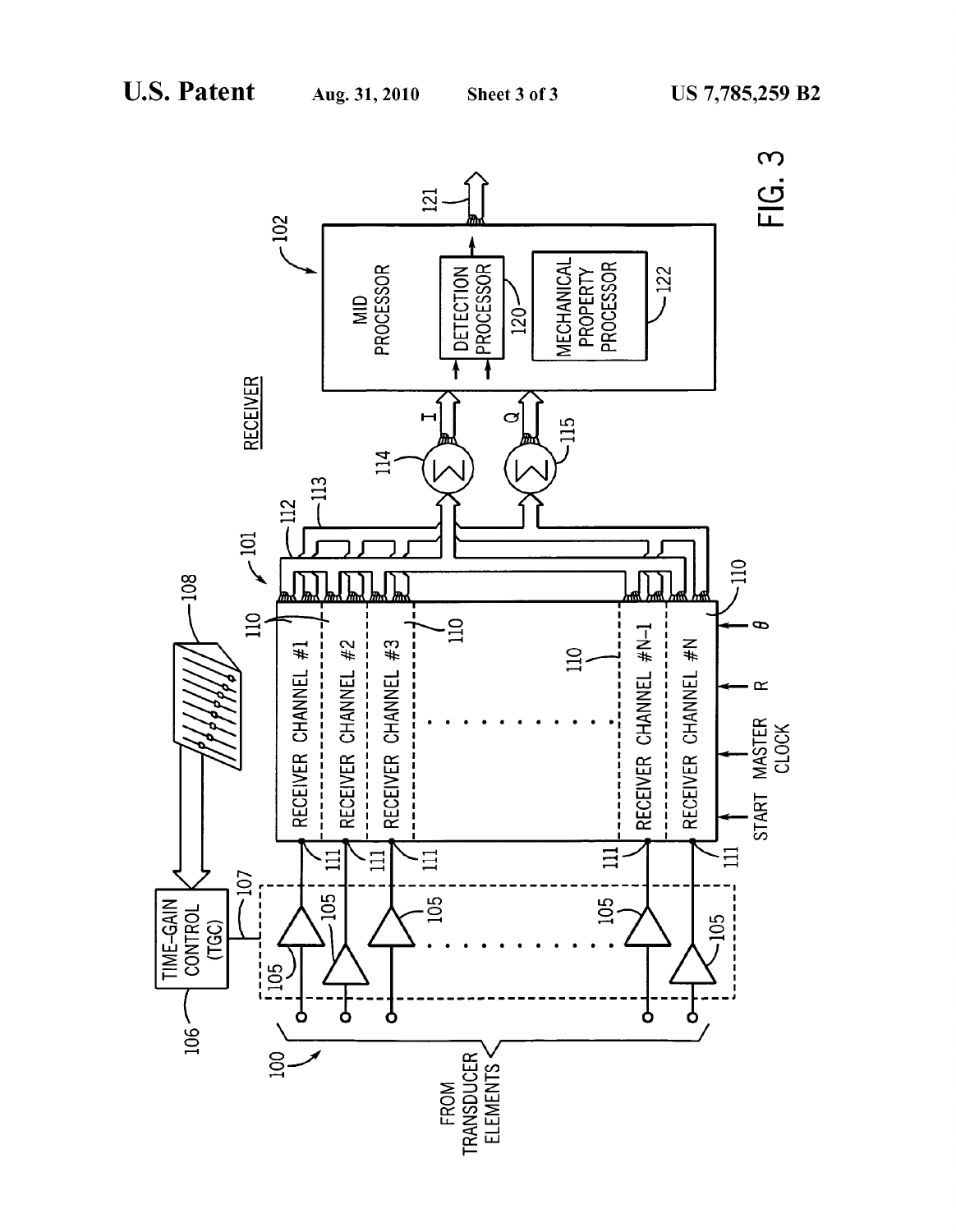FIG. 3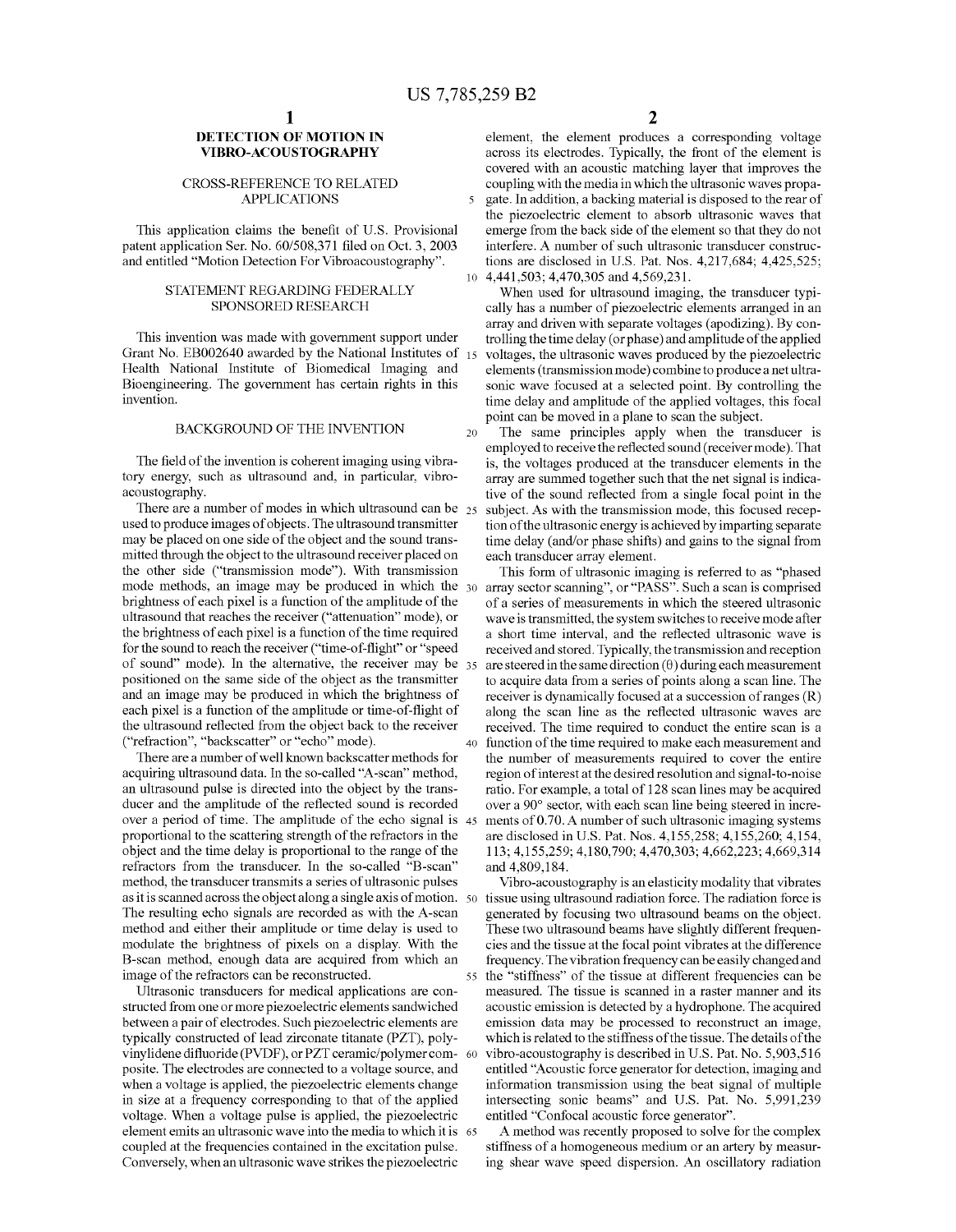# DETECTION OF MOTION IN VIBRO-ACOUSTOGRAPHY

## CROSS-REFERENCE TO RELATED APPLICATIONS

This application claims the benefit of U.S. Provisional patent application Ser. No. 60/508,371 filed on Oct. 3, 2003 and entitled "Motion Detection For Vibroacoustography".

## STATEMENT REGARDING FEDERALLY SPONSORED RESEARCH

This invention was made with government support under Grant No. EB002640 awarded by the National Institutes of Health National Institute of Biomedical Imaging and Bioengineering. The government has certain rights in this invention.

## BACKGROUND OF THE INVENTION

The field of the invention is coherent imaging using vibratory energy, such as ultrasound and, in particular, vibro-acoustography.

There are a number of modes in which ultrasound can be used to produce images of objects. The ultrasound transmitter may be placed on one side of the object and the sound transmitted through the object to the ultrasound receiver placed on the other side ("transmission mode"). With transmission mode methods, an image may be produced in which the brightness of each pixel is a function of the amplitude of the ultrasound that reaches the receiver ("attenuation" mode), or the brightness of each pixel is a function of the time required for the sound to reach the receiver ("time-of-flight" or "speed of sound" mode). In the alternative, the receiver may be positioned on the same side of the object as the transmitter and an image may be produced in which the brightness of each pixel is a function of the amplitude or time-of-flight of the ultrasound reflected from the object back to the receiver ("refraction", "backscatter" or "echo" mode).

There are a number of well known backscatter methods for acquiring ultrasound data. In the so-called "A-scan" method, an ultrasound pulse is directed into the object by the transducer and the amplitude of the reflected sound is recorded over a period of time. The amplitude of the echo signal is proportional to the scattering strength of the refractors in the object and the time delay is proportional to the range of the refractors from the transducer. In the so-called "B-scan" method, the transducer transmits a series of ultrasonic pulses as it is scanned across the object along a single axis of motion. The resulting echo signals are recorded as with the A-scan method and either their amplitude or time delay is used to modulate the brightness of pixels on a display. With the B-scan method, enough data are acquired from which an image of the refractors can be reconstructed.

Ultrasonic transducers for medical applications are constructed from one or more piezoelectric elements sandwiched between a pair of electrodes. Such piezoelectric elements are typically constructed of lead zirconate titanate (PZT), polyvinylidene difluoride (PVDF), or PZT ceramic/polymer composite. The electrodes are connected to a voltage source, and when a voltage is applied, the piezoelectric elements change in size at a frequency corresponding to that of the applied voltage. When a voltage pulse is applied, the piezoelectric element emits an ultrasonic wave into the media to which it is coupled at the frequencies contained in the excitation pulse. Conversely, when an ultrasonic wave strikes the piezoelectric element, the element produces a corresponding voltage across its electrodes. Typically, the front of the element is covered with an acoustic matching layer that improves the coupling with the media in which the ultrasonic waves propagate. In addition, a backing material is disposed to the rear of the piezoelectric element to absorb ultrasonic waves that emerge from the back side of the element so that they do not interfere. A number of such ultrasonic transducer constructions are disclosed in U.S. Pat. Nos. 4,217,684; 4,425,525; 4,441,503; 4,470,305 and 4,569,231.

When used for ultrasound imaging, the transducer typically has a number of piezoelectric elements arranged in an array and driven with separate voltages (apodizing). By controlling the time delay (or phase) and amplitude of the applied voltages, the ultrasonic waves produced by the piezoelectric elements (transmission mode) combine to produce a net ultrasonic wave focused at a selected point. By controlling the time delay and amplitude of the applied voltages, this focal point can be moved in a plane to scan the subject.

The same principles apply when the transducer is employed to receive the reflected sound (receiver mode). That is, the voltages produced at the transducer elements in the array are summed together such that the net signal is indicative of the sound reflected from a single focal point in the subject. As with the transmission mode, this focused reception of the ultrasonic energy is achieved by imparting separate time delay (and/or phase shifts) and gains to the signal from each transducer array element.

This form of ultrasonic imaging is referred to as "phased array sector scanning", or "PASS". Such a scan is comprised of a series of measurements in which the steered ultrasonic wave is transmitted, the system switches to receive mode after a short time interval, and the reflected ultrasonic wave is received and stored. Typically, the transmission and reception are steered in the same direction (θ) during each measurement to acquire data from a series of points along a scan line. The receiver is dynamically focused at a succession of ranges (R) along the scan line as the reflected ultrasonic waves are received. The time required to conduct the entire scan is a function of the time required to make each measurement and the number of measurements required to cover the entire region of interest at the desired resolution and signal-to-noise ratio. For example, a total of 128 scan lines may be acquired over a 90° sector, with each scan line being steered in increments of 0.70. A number of such ultrasonic imaging systems are disclosed in U.S. Pat. Nos. 4,155,258; 4,155,260; 4,154,113; 4,155,259; 4,180,790; 4,470,303; 4,662,223; 4,669,314 and 4,809,184.

Vibro-acoustography is an elasticity modality that vibrates tissue using ultrasound radiation force. The radiation force is generated by focusing two ultrasound beams on the object. These two ultrasound beams have slightly different frequencies and the tissue at the focal point vibrates at the difference frequency. The vibration frequency can be easily changed and the "stiffness" of the tissue at different frequencies can be measured. The tissue is scanned in a raster manner and its acoustic emission is detected by a hydrophone. The acquired emission data may be processed to reconstruct an image, which is related to the stiffness of the tissue. The details of the vibro-acoustography is described in U.S. Pat. No. 5,903,516 entitled "Acoustic force generator for detection, imaging and information transmission using the beat signal of multiple intersecting sonic beams" and U.S. Pat. No. 5,991,239 entitled "Confocal acoustic force generator".

A method was recently proposed to solve for the complex stiffness of a homogeneous medium or an artery by measuring shear wave speed dispersion. An oscillatory radiation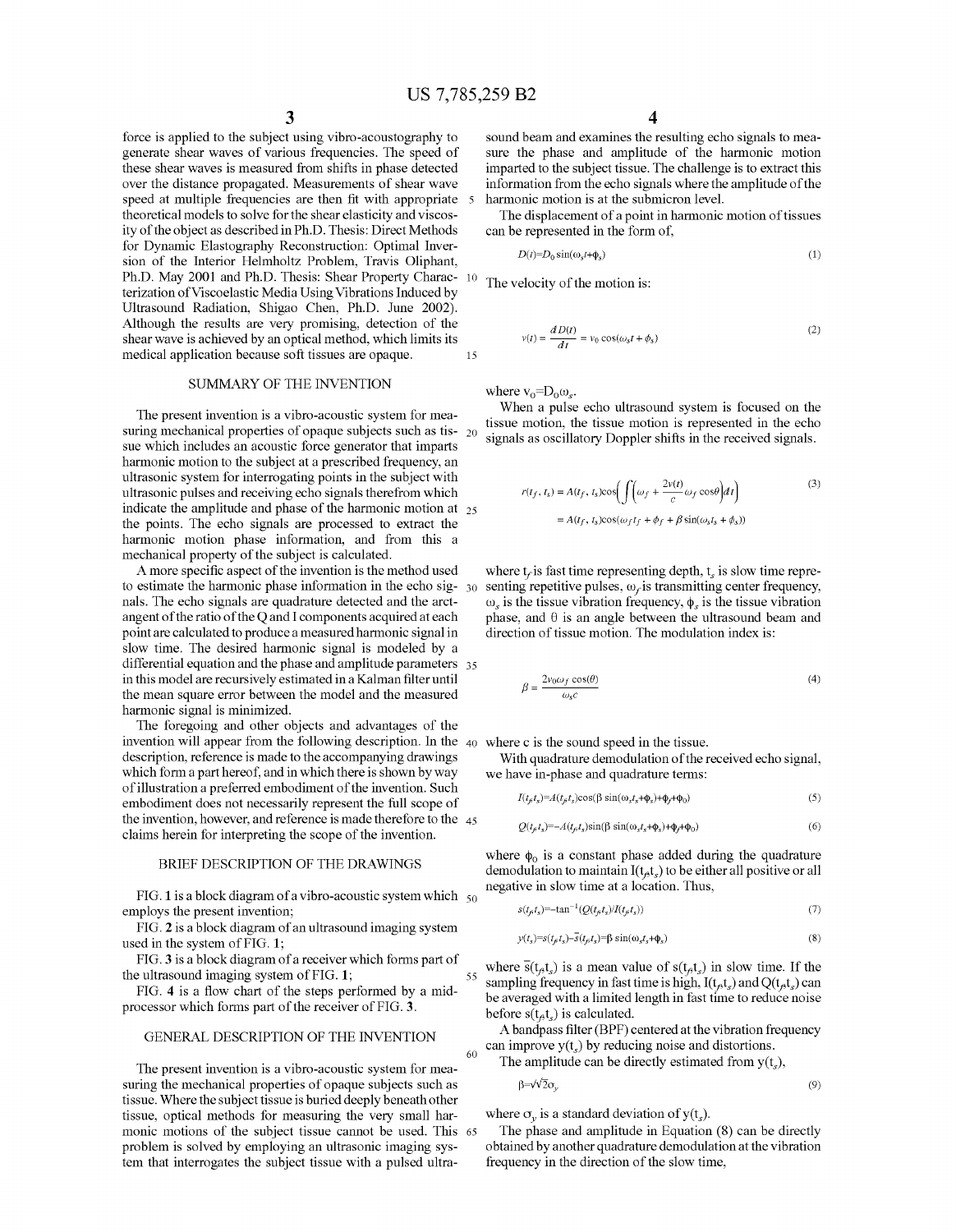force is applied to the subject using vibro-acoustography to generate shear waves of various frequencies. The speed of these shear waves is measured from shifts in phase detected over the distance propagated. Measurements of shear wave speed at multiple frequencies are then fit with appropriate theoretical models to solve for the shear elasticity and viscosity of the object as described in Ph.D. Thesis: Direct Methods for Dynamic Elastography Reconstruction: Optimal Inversion of the Interior Helmholtz Problem, Travis Oliphant, Ph.D. May 2001 and Ph.D. Thesis: Shear Property Characterization of Viscoelastic Media Using Vibrations Induced by Ultrasound Radiation, Shigao Chen, Ph.D. June 2002). Although the results are very promising, detection of the shear wave is achieved by an optical method, which limits its medical application because soft tissues are opaque.

## SUMMARY OF THE INVENTION

The present invention is a vibro-acoustic system for measuring mechanical properties of opaque subjects such as tissue which includes an acoustic force generator that imparts harmonic motion to the subject at a prescribed frequency, an ultrasonic system for interrogating points in the subject with ultrasonic pulses and receiving echo signals therefrom which indicate the amplitude and phase of the harmonic motion at the points. The echo signals are processed to extract the harmonic motion phase information, and from this a mechanical property of the subject is calculated.

A more specific aspect of the invention is the method used to estimate the harmonic phase information in the echo signals. The echo signals are quadrature detected and the arctangent of the ratio of the Q and I components acquired at each point are calculated to produce a measured harmonic signal in slow time. The desired harmonic signal is modeled by a differential equation and the phase and amplitude parameters in this model are recursively estimated in a Kalman filter until the mean square error between the model and the measured harmonic signal is minimized.

The foregoing and other objects and advantages of the invention will appear from the following description. In the description, reference is made to the accompanying drawings which form a part hereof, and in which there is shown by way of illustration a preferred embodiment of the invention. Such embodiment does not necessarily represent the full scope of the invention, however, and reference is made therefore to the claims herein for interpreting the scope of the invention.

## BRIEF DESCRIPTION OF THE DRAWINGS

FIG. 1 is a block diagram of a vibro-acoustic system which employs the present invention;

FIG. 2 is a block diagram of an ultrasound imaging system used in the system of FIG. 1;

FIG. 3 is a block diagram of a receiver which forms part of the ultrasound imaging system of FIG. 1;

FIG. 4 is a flow chart of the steps performed by a mid-processor which forms part of the receiver of FIG. 3.

## GENERAL DESCRIPTION OF THE INVENTION

The present invention is a vibro-acoustic system for measuring the mechanical properties of opaque subjects such as tissue. Where the subject tissue is buried deeply beneath other tissue, optical methods for measuring the very small harmonic motions of the subject tissue cannot be used. This problem is solved by employing an ultrasonic imaging system that interrogates the subject tissue with a pulsed ultrasound beam and examines the resulting echo signals to measure the phase and amplitude of the harmonic motion imparted to the subject tissue. The challenge is to extract this information from the echo signals where the amplitude of the harmonic motion is at the submicron level.

The displacement of a point in harmonic motion of tissues can be represented in the form of,

$$D(t)=D_0 \sin(\omega_s t+\phi_s) \tag{1}$$

The velocity of the motion is:

$$v(t)=\frac{dD(t)}{dt}=v_0\cos(\omega_s t+\phi_s) \tag{2}$$

where $v_0=D_0\omega_s$.

When a pulse echo ultrasound system is focused on the tissue motion, the tissue motion is represented in the echo signals as oscillatory Doppler shifts in the received signals.

$$\begin{aligned} r(t_f,t_s) &= A(t_f,t_s)\cos\left(\int\left(\omega_f+\frac{2v(t)}{c}\omega_f\cos\theta\right)dt\right) \\ &= A(t_f,t_s)\cos(\omega_f t_f+\phi_f+\beta\sin(\omega_s t_s+\phi_s)) \end{aligned} \tag{3}$$

where $t_f$ is fast time representing depth, $t_s$ is slow time representing repetitive pulses, $\omega_f$ is transmitting center frequency, $\omega_s$ is the tissue vibration frequency, $\phi_s$ is the tissue vibration phase, and $\theta$ is an angle between the ultrasound beam and direction of tissue motion. The modulation index is:

$$\beta=\frac{2v_0\omega_f\cos(\theta)}{\omega_s c} \tag{4}$$

where c is the sound speed in the tissue.

With quadrature demodulation of the received echo signal, we have in-phase and quadrature terms:

$$I(t_f,t_s)=A(t_f,t_s)\cos(\beta\sin(\omega_s t_s+\phi_s)+\phi_f+\phi_0) \tag{5}$$

$$Q(t_f,t_s)=-A(t_f,t_s)\sin(\beta\sin(\omega_s t_s+\phi_s)+\phi_f+\phi_0) \tag{6}$$

where $\phi_0$ is a constant phase added during the quadrature demodulation to maintain $I(t_f,t_s)$ to be either all positive or all negative in slow time at a location. Thus,

$$s(t_f,t_s)=-\tan^{-1}(Q(t_f,t_s)/I(t_f,t_s)) \tag{7}$$

$$y(t_s)=s(t_f,t_s)-\bar{s}(t_f,t_s)=\beta\sin(\omega_s t_s+\phi_s) \tag{8}$$

where $\bar{s}(t_f,t_s)$ is a mean value of $s(t_f,t_s)$ in slow time. If the sampling frequency in fast time is high, $I(t_f,t_s)$ and $Q(t_f,t_s)$ can be averaged with a limited length in fast time to reduce noise before $s(t_f,t_s)$ is calculated.

A bandpass filter (BPF) centered at the vibration frequency can improve $y(t_s)$ by reducing noise and distortions.

The amplitude can be directly estimated from $y(t_s)$,

$$\beta=\sqrt{2}\sigma_y \tag{9}$$

where $\sigma_y$ is a standard deviation of $y(t_s)$.

The phase and amplitude in Equation (8) can be directly obtained by another quadrature demodulation at the vibration frequency in the direction of the slow time,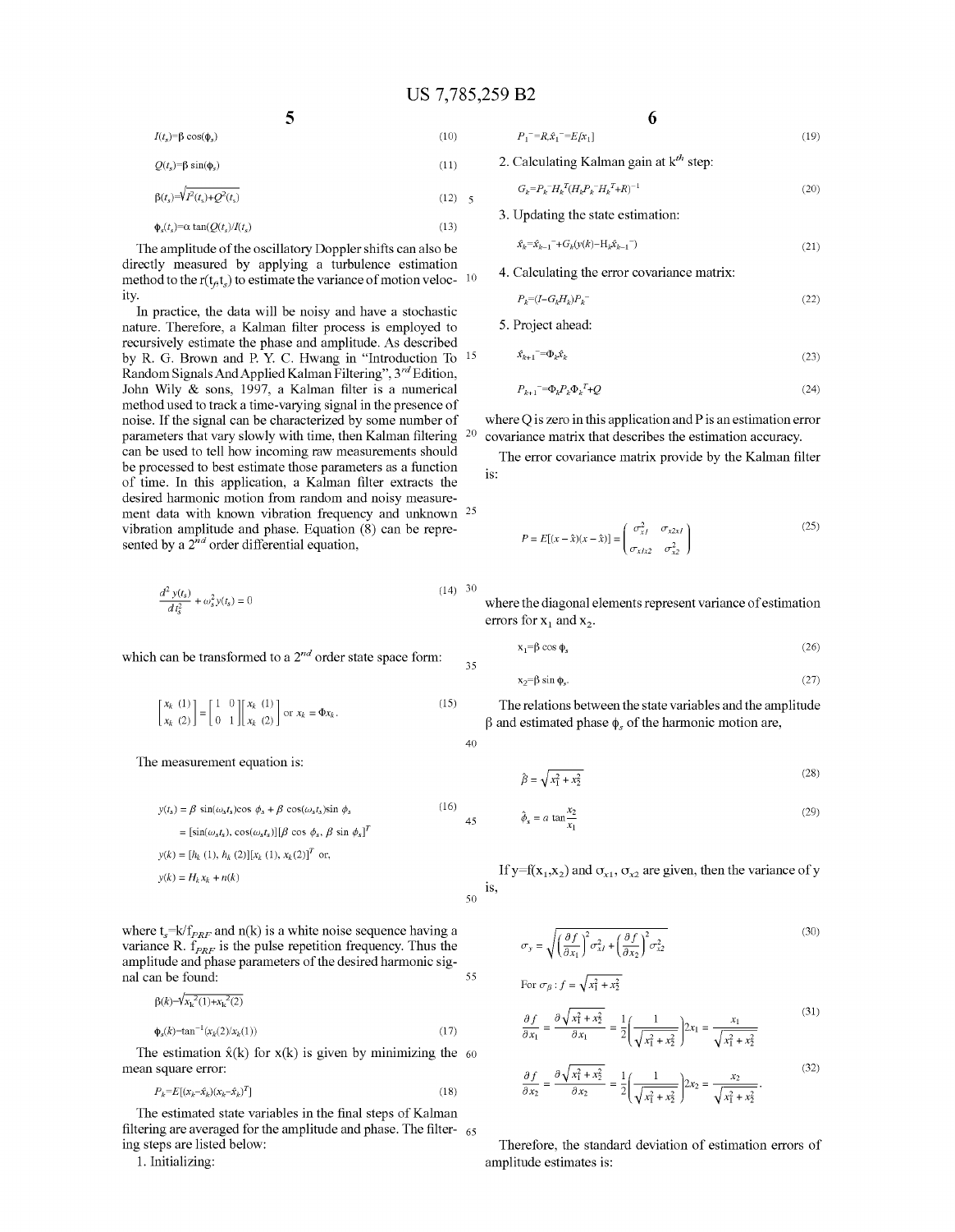$$I(t_s)=\beta\cos(\phi_s) \tag{10}$$

$$Q(t_s)=\beta\sin(\phi_s) \tag{11}$$

$$\beta(t_s)=\sqrt{I^2(t_s)+Q^2(t_s)} \tag{12}$$

$$\phi_s(t_s)=\alpha\tan(Q(t_s)/I(t_s)) \tag{13}$$

The amplitude of the oscillatory Doppler shifts can also be directly measured by applying a turbulence estimation method to the $r(t_f,t_s)$ to estimate the variance of motion velocity.

In practice, the data will be noisy and have a stochastic nature. Therefore, a Kalman filter process is employed to recursively estimate the phase and amplitude. As described by R. G. Brown and P. Y. C. Hwang in "Introduction To Random Signals And Applied Kalman Filtering", 3rd Edition, John Wily & sons, 1997, a Kalman filter is a numerical method used to track a time-varying signal in the presence of noise. If the signal can be characterized by some number of parameters that vary slowly with time, then Kalman filtering can be used to tell how incoming raw measurements should be processed to best estimate those parameters as a function of time. In this application, a Kalman filter extracts the desired harmonic motion from random and noisy measurement data with known vibration frequency and unknown vibration amplitude and phase. Equation (8) can be represented by a 2nd order differential equation,

$$\frac{d^2y(t_s)}{dt_s^2}+\omega_s^2y(t_s)=0 \tag{14}$$

which can be transformed to a 2nd order state space form:

$$\begin{bmatrix} x_k(1) \\ x_k(2) \end{bmatrix} = \begin{bmatrix} 1 & 0 \\ 0 & 1 \end{bmatrix}\begin{bmatrix} x_k(1) \\ x_k(2) \end{bmatrix} \text{ or } x_k=\Phi x_k. \tag{15}$$

The measurement equation is:

$$\begin{aligned} y(t_s) &= \beta\sin(\omega_s t_s)\cos\phi_s+\beta\cos(\omega_s t_s)\sin\phi_s \\ &= [\sin(\omega_s t_s), \cos(\omega_s t_s)][\beta\cos\phi_s, \beta\sin\phi_s]^T \\ y(k) &= [h_k(1), h_k(2)][x_k(1), x_k(2)]^T \text{ or,} \\ y(k) &= H_k x_k + n(k) \end{aligned} \tag{16}$$

where $t_s=k/f_{PRF}$ and $n(k)$ is a white noise sequence having a variance R. $f_{PRF}$ is the pulse repetition frequency. Thus the amplitude and phase parameters of the desired harmonic signal can be found:

$$\beta(k)=\sqrt{x_k^2(1)+x_k^2(2)}$$

$$\phi_s(k)=\tan^{-1}(x_k(2)/x_k(1)) \tag{17}$$

The estimation $\hat{x}(k)$ for $x(k)$ is given by minimizing the mean square error:

$$P_k=E[(x_k-\hat{x}_k)(x_k-\hat{x}_k)^T] \tag{18}$$

The estimated state variables in the final steps of Kalman filtering are averaged for the amplitude and phase. The filtering steps are listed below:

1. Initializing:

$$P_1^-=R, \hat{x}_1^-=E[x_1] \tag{19}$$

2. Calculating Kalman gain at $k^{th}$ step:

$$G_k=P_k^-H_k^T(H_kP_k^-H_k^T+R)^{-1} \tag{20}$$

3. Updating the state estimation:

$$\hat{x}_k=\hat{x}_{k-1}^-+G_k(y(k)-H_k\hat{x}_{k-1}^-) \tag{21}$$

4. Calculating the error covariance matrix:

$$P_k=(I-G_kH_k)P_k^- \tag{22}$$

5. Project ahead:

$$\hat{x}_{k+1}^-=\Phi_k\hat{x}_k \tag{23}$$

$$P_{k+1}^-=\Phi_kP_k\Phi_k^T+Q \tag{24}$$

where Q is zero in this application and P is an estimation error covariance matrix that describes the estimation accuracy.

The error covariance matrix provide by the Kalman filter is:

$$P=E[(x-\hat{x})(x-\hat{x})]=\begin{pmatrix} \sigma_{x1}^2 & \sigma_{x2x1} \\ \sigma_{x1x2} & \sigma_{x2}^2 \end{pmatrix} \tag{25}$$

where the diagonal elements represent variance of estimation errors for $x_1$ and $x_2$.

$$x_1=\beta\cos\phi_s \tag{26}$$

$$x_2=\beta\sin\phi_s. \tag{27}$$

The relations between the state variables and the amplitude $\beta$ and estimated phase $\phi_s$ of the harmonic motion are,

$$\hat{\beta}=\sqrt{x_1^2+x_2^2} \tag{28}$$

$$\hat{\phi}_s=a\tan\frac{x_2}{x_1} \tag{29}$$

If $y=f(x_1,x_2)$ and $\sigma_{x1}$, $\sigma_{x2}$ are given, then the variance of y is,

$$\sigma_y=\sqrt{\left(\frac{\partial f}{\partial x_1}\right)^2\sigma_{x1}^2+\left(\frac{\partial f}{\partial x_2}\right)^2\sigma_{x2}^2} \tag{30}$$

For $\sigma_\beta: f=\sqrt{x_1^2+x_2^2}$

$$\frac{\partial f}{\partial x_1}=\frac{\partial\sqrt{x_1^2+x_2^2}}{\partial x_1}=\frac{1}{2}\left(\frac{1}{\sqrt{x_1^2+x_2^2}}\right)2x_1=\frac{x_1}{\sqrt{x_1^2+x_2^2}} \tag{31}$$

$$\frac{\partial f}{\partial x_2}=\frac{\partial\sqrt{x_1^2+x_2^2}}{\partial x_2}=\frac{1}{2}\left(\frac{1}{\sqrt{x_1^2+x_2^2}}\right)2x_2=\frac{x_2}{\sqrt{x_1^2+x_2^2}}. \tag{32}$$

Therefore, the standard deviation of estimation errors of amplitude estimates is: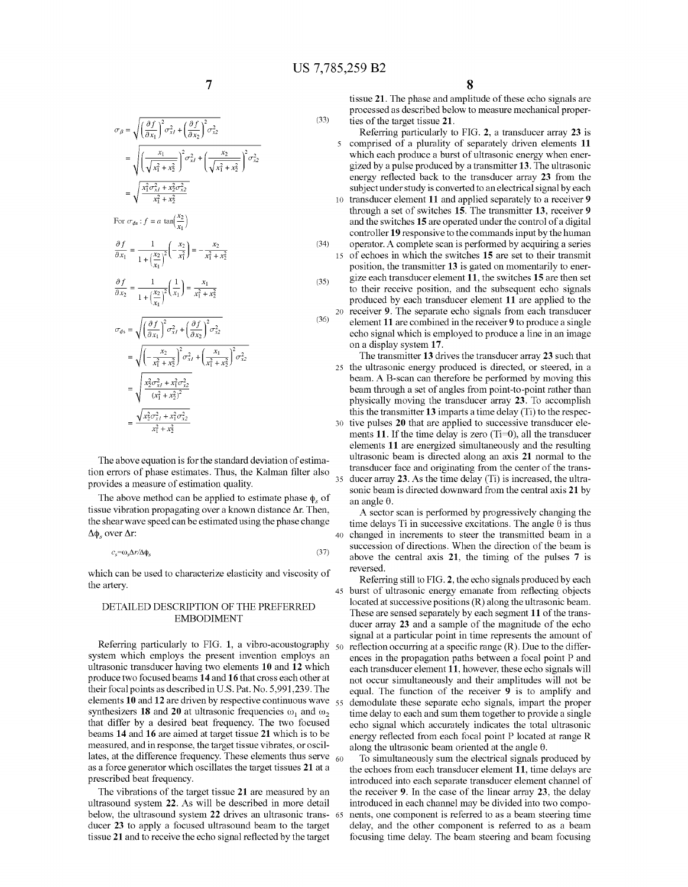$$\sigma_\beta = \sqrt{\left(\frac{\partial f}{\partial x_1}\right)^2 \sigma_{xl}^2 + \left(\frac{\partial f}{\partial x_2}\right)^2 \sigma_{x2}^2} \tag{33}$$

$$= \sqrt{\left(\frac{x_1}{\sqrt{x_1^2 + x_2^2}}\right)^2 \sigma_{xl}^2 + \left(\frac{x_2}{\sqrt{x_1^2 + x_2^2}}\right)^2 \sigma_{x2}^2}$$

$$= \sqrt{\frac{x_1^2 \sigma_{xl}^2 + x_2^2 \sigma_{x2}^2}{x_1^2 + x_2^2}}$$

For $\sigma_{\phi s}$: $f = a\tan\left(\frac{x_2}{x_1}\right)$

$$\frac{\partial f}{\partial x_1} = \frac{1}{1 + \left(\frac{x_2}{x_1}\right)^2}\left(-\frac{x_2}{x_1^2}\right) = -\frac{x_2}{x_1^2 + x_2^2} \tag{34}$$

$$\frac{\partial f}{\partial x_2} = \frac{1}{1 + \left(\frac{x_2}{x_1}\right)^2}\left(\frac{1}{x_1}\right) = \frac{x_1}{x_1^2 + x_2^2} \tag{35}$$

$$\sigma_{\phi s} = \sqrt{\left(\frac{\partial f}{\partial x_1}\right)^2 \sigma_{xl}^2 + \left(\frac{\partial f}{\partial x_2}\right)^2 \sigma_{x2}^2} \tag{36}$$

$$= \sqrt{\left(-\frac{x_2}{x_1^2 + x_2^2}\right)^2 \sigma_{xl}^2 + \left(\frac{x_1}{x_1^2 + x_2^2}\right)^2 \sigma_{x2}^2}$$

$$= \sqrt{\frac{x_2^2 \sigma_{xl}^2 + x_1^2 \sigma_{x2}^2}{(x_1^2 + x_2^2)^2}}$$

$$= \frac{\sqrt{x_2^2 \sigma_{xl}^2 + x_1^2 \sigma_{x2}^2}}{x_1^2 + x_2^2}$$

The above equation is for the standard deviation of estimation errors of phase estimates. Thus, the Kalman filter also provides a measure of estimation quality.

The above method can be applied to estimate phase $\phi_s$ of tissue vibration propagating over a known distance $\Delta r$. Then, the shear wave speed can be estimated using the phase change $\Delta\phi_s$ over $\Delta r$:

$$c_s = \omega_s \Delta r / \Delta\phi_s \tag{37}$$

which can be used to characterize elasticity and viscosity of the artery.

## DETAILED DESCRIPTION OF THE PREFERRED EMBODIMENT

Referring particularly to FIG. 1, a vibro-acoustography system which employs the present invention employs an ultrasonic transducer having two elements 10 and 12 which produce two focused beams 14 and 16 that cross each other at their focal points as described in U.S. Pat. No. 5,991,239. The elements 10 and 12 are driven by respective continuous wave synthesizers 18 and 20 at ultrasonic frequencies $\omega_1$ and $\omega_2$ that differ by a desired beat frequency. The two focused beams 14 and 16 are aimed at target tissue 21 which is to be measured, and in response, the target tissue vibrates, or oscillates, at the difference frequency. These elements thus serve as a force generator which oscillates the target tissues 21 at a prescribed beat frequency.

The vibrations of the target tissue 21 are measured by an ultrasound system 22. As will be described in more detail below, the ultrasound system 22 drives an ultrasonic transducer 23 to apply a focused ultrasound beam to the target tissue 21 and to receive the echo signal reflected by the target tissue 21. The phase and amplitude of these echo signals are processed as described below to measure mechanical properties of the target tissue 21.

Referring particularly to FIG. 2, a transducer array 23 is comprised of a plurality of separately driven elements 11 which each produce a burst of ultrasonic energy when energized by a pulse produced by a transmitter 13. The ultrasonic energy reflected back to the transducer array 23 from the subject under study is converted to an electrical signal by each transducer element 11 and applied separately to a receiver 9 through a set of switches 15. The transmitter 13, receiver 9 and the switches 15 are operated under the control of a digital controller 19 responsive to the commands input by the human operator. A complete scan is performed by acquiring a series of echoes in which the switches 15 are set to their transmit position, the transmitter 13 is gated on momentarily to energize each transducer element 11, the switches 15 are then set to their receive position, and the subsequent echo signals produced by each transducer element 11 are applied to the receiver 9. The separate echo signals from each transducer element 11 are combined in the receiver 9 to produce a single echo signal which is employed to produce a line in an image on a display system 17.

The transmitter 13 drives the transducer array 23 such that the ultrasonic energy produced is directed, or steered, in a beam. A B-scan can therefore be performed by moving this beam through a set of angles from point-to-point rather than physically moving the transducer array 23. To accomplish this the transmitter 13 imparts a time delay (Ti) to the respective pulses 20 that are applied to successive transducer elements 11. If the time delay is zero (Ti=0), all the transducer elements 11 are energized simultaneously and the resulting ultrasonic beam is directed along an axis 21 normal to the transducer face and originating from the center of the transducer array 23. As the time delay (Ti) is increased, the ultrasonic beam is directed downward from the central axis 21 by an angle θ.

A sector scan is performed by progressively changing the time delays Ti in successive excitations. The angle θ is thus changed in increments to steer the transmitted beam in a succession of directions. When the direction of the beam is above the central axis 21, the timing of the pulses 7 is reversed.

Referring still to FIG. 2, the echo signals produced by each burst of ultrasonic energy emanate from reflecting objects located at successive positions (R) along the ultrasonic beam. These are sensed separately by each segment 11 of the transducer array 23 and a sample of the magnitude of the echo signal at a particular point in time represents the amount of reflection occurring at a specific range (R). Due to the differences in the propagation paths between a focal point P and each transducer element 11, however, these echo signals will not occur simultaneously and their amplitudes will not be equal. The function of the receiver 9 is to amplify and demodulate these separate echo signals, impart the proper time delay to each and sum them together to provide a single echo signal which accurately indicates the total ultrasonic energy reflected from each focal point P located at range R along the ultrasonic beam oriented at the angle θ.

To simultaneously sum the electrical signals produced by the echoes from each transducer element 11, time delays are introduced into each separate transducer element channel of the receiver 9. In the case of the linear array 23, the delay introduced in each channel may be divided into two components, one component is referred to as a beam steering time delay, and the other component is referred to as a beam focusing time delay. The beam steering and beam focusing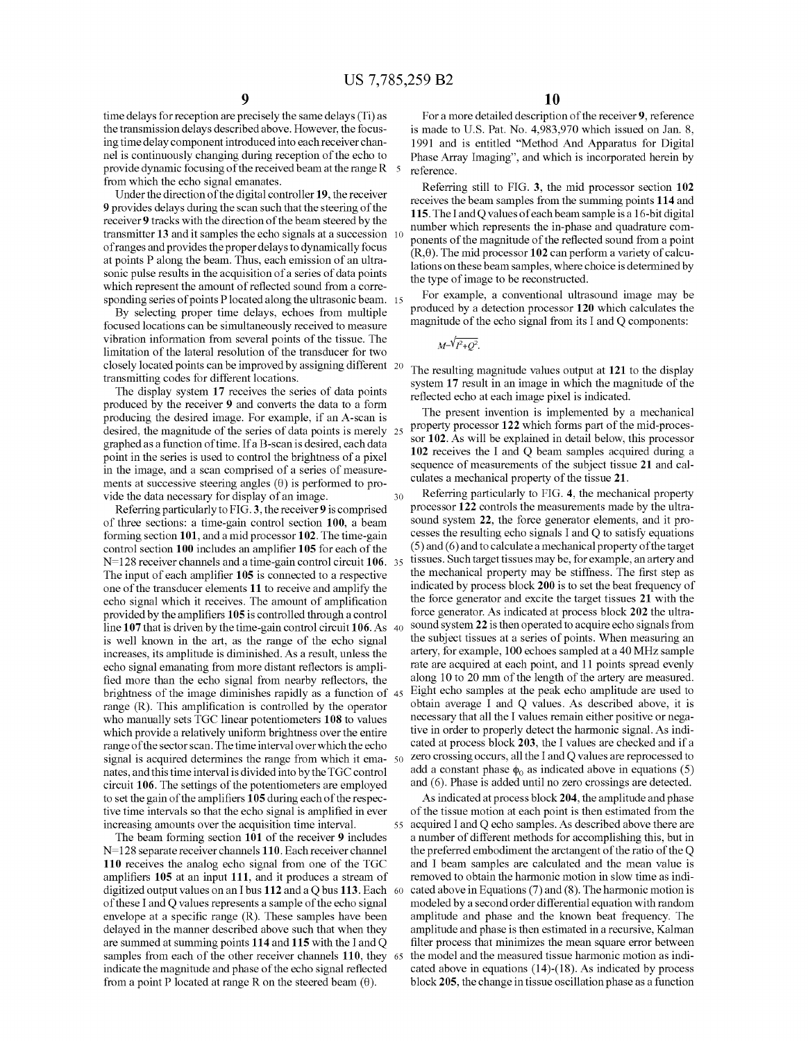time delays for reception are precisely the same delays (Ti) as the transmission delays described above. However, the focusing time delay component introduced into each receiver channel is continuously changing during reception of the echo to provide dynamic focusing of the received beam at the range R from which the echo signal emanates.

Under the direction of the digital controller **19**, the receiver **9** provides delays during the scan such that the steering of the receiver **9** tracks with the direction of the beam steered by the transmitter **13** and it samples the echo signals at a succession of ranges and provides the proper delays to dynamically focus at points P along the beam. Thus, each emission of an ultrasonic pulse results in the acquisition of a series of data points which represent the amount of reflected sound from a corresponding series of points P located along the ultrasonic beam.

By selecting proper time delays, echoes from multiple focused locations can be simultaneously received to measure vibration information from several points of the tissue. The limitation of the lateral resolution of the transducer for two closely located points can be improved by assigning different transmitting codes for different locations.

The display system **17** receives the series of data points produced by the receiver **9** and converts the data to a form producing the desired image. For example, if an A-scan is desired, the magnitude of the series of data points is merely graphed as a function of time. If a B-scan is desired, each data point in the series is used to control the brightness of a pixel in the image, and a scan comprised of a series of measurements at successive steering angles (θ) is performed to provide the data necessary for display of an image.

Referring particularly to FIG. **3**, the receiver **9** is comprised of three sections: a time-gain control section **100**, a beam forming section **101**, and a mid processor **102**. The time-gain control section **100** includes an amplifier **105** for each of the N=128 receiver channels and a time-gain control circuit **106**. The input of each amplifier **105** is connected to a respective one of the transducer elements **11** to receive and amplify the echo signal which it receives. The amount of amplification provided by the amplifiers **105** is controlled through a control line **107** that is driven by the time-gain control circuit **106**. As is well known in the art, as the range of the echo signal increases, its amplitude is diminished. As a result, unless the echo signal emanating from more distant reflectors is amplified more than the echo signal from nearby reflectors, the brightness of the image diminishes rapidly as a function of range (R). This amplification is controlled by the operator who manually sets TGC linear potentiometers **108** to values which provide a relatively uniform brightness over the entire range of the sector scan. The time interval over which the echo signal is acquired determines the range from which it emanates, and this time interval is divided into by the TGC control circuit **106**. The settings of the potentiometers are employed to set the gain of the amplifiers **105** during each of the respective time intervals so that the echo signal is amplified in ever increasing amounts over the acquisition time interval.

The beam forming section **101** of the receiver **9** includes N=128 separate receiver channels **110**. Each receiver channel **110** receives the analog echo signal from one of the TGC amplifiers **105** at an input **111**, and it produces a stream of digitized output values on an I bus **112** and a Q bus **113**. Each of these I and Q values represents a sample of the echo signal envelope at a specific range (R). These samples have been delayed in the manner described above such that when they are summed at summing points **114** and **115** with the I and Q samples from each of the other receiver channels **110**, they indicate the magnitude and phase of the echo signal reflected from a point P located at range R on the steered beam (θ).

For a more detailed description of the receiver **9**, reference is made to U.S. Pat. No. 4,983,970 which issued on Jan. 8, 1991 and is entitled "Method And Apparatus for Digital Phase Array Imaging", and which is incorporated herein by reference.

Referring still to FIG. **3**, the mid processor section **102** receives the beam samples from the summing points **114** and **115**. The I and Q values of each beam sample is a 16-bit digital number which represents the in-phase and quadrature components of the magnitude of the reflected sound from a point (R,θ). The mid processor **102** can perform a variety of calculations on these beam samples, where choice is determined by the type of image to be reconstructed.

For example, a conventional ultrasound image may be produced by a detection processor **120** which calculates the magnitude of the echo signal from its I and Q components:

$$M=\sqrt{I^2+Q^2}.$$

The resulting magnitude values output at **121** to the display system **17** result in an image in which the magnitude of the reflected echo at each image pixel is indicated.

The present invention is implemented by a mechanical property processor **122** which forms part of the mid-processor **102**. As will be explained in detail below, this processor **102** receives the I and Q beam samples acquired during a sequence of measurements of the subject tissue **21** and calculates a mechanical property of the tissue **21**.

Referring particularly to FIG. **4**, the mechanical property processor **122** controls the measurements made by the ultrasound system **22**, the force generator elements, and it processes the resulting echo signals I and Q to satisfy equations (5) and (6) and to calculate a mechanical property of the target tissues. Such target tissues may be, for example, an artery and the mechanical property may be stiffness. The first step as indicated by process block **200** is to set the beat frequency of the force generator and excite the target tissues **21** with the force generator. As indicated at process block **202** the ultrasound system **22** is then operated to acquire echo signals from the subject tissues at a series of points. When measuring an artery, for example, 100 echoes sampled at a 40 MHz sample rate are acquired at each point, and 11 points spread evenly along 10 to 20 mm of the length of the artery are measured. Eight echo samples at the peak echo amplitude are used to obtain average I and Q values. As described above, it is necessary that all the I values remain either positive or negative in order to properly detect the harmonic signal. As indicated at process block **203**, the I values are checked and if a zero crossing occurs, all the I and Q values are reprocessed to add a constant phase $\phi_0$ as indicated above in equations (5) and (6). Phase is added until no zero crossings are detected.

As indicated at process block **204**, the amplitude and phase of the tissue motion at each point is then estimated from the acquired I and Q echo samples. As described above there are a number of different methods for accomplishing this, but in the preferred embodiment the arctangent of the ratio of the Q and I beam samples are calculated and the mean value is removed to obtain the harmonic motion in slow time as indicated above in Equations (7) and (8). The harmonic motion is modeled by a second order differential equation with random amplitude and phase and the known beat frequency. The amplitude and phase is then estimated in a recursive, Kalman filter process that minimizes the mean square error between the model and the measured tissue harmonic motion as indicated above in equations (14)-(18). As indicated by process block **205**, the change in tissue oscillation phase as a function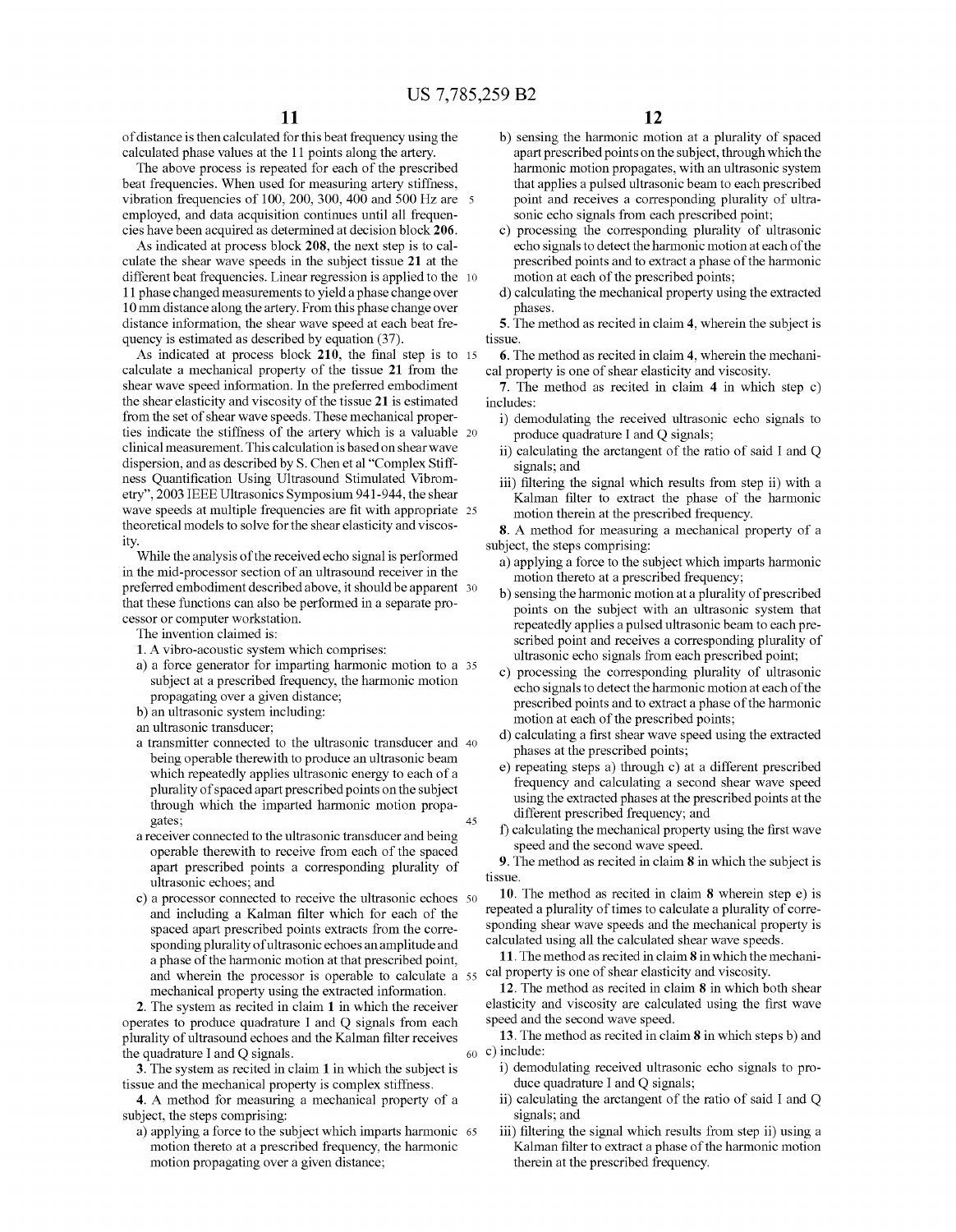of distance is then calculated for this beat frequency using the calculated phase values at the 11 points along the artery.

The above process is repeated for each of the prescribed beat frequencies. When used for measuring artery stiffness, vibration frequencies of 100, 200, 300, 400 and 500 Hz are employed, and data acquisition continues until all frequencies have been acquired as determined at decision block **206**.

As indicated at process block **208**, the next step is to calculate the shear wave speeds in the subject tissue **21** at the different beat frequencies. Linear regression is applied to the 11 phase changed measurements to yield a phase change over 10 mm distance along the artery. From this phase change over distance information, the shear wave speed at each beat frequency is estimated as described by equation (37).

As indicated at process block **210**, the final step is to calculate a mechanical property of the tissue **21** from the shear wave speed information. In the preferred embodiment the shear elasticity and viscosity of the tissue **21** is estimated from the set of shear wave speeds. These mechanical properties indicate the stiffness of the artery which is a valuable clinical measurement. This calculation is based on shear wave dispersion, and as described by S. Chen et al "Complex Stiffness Quantification Using Ultrasound Stimulated Vibrometry", 2003 IEEE Ultrasonics Symposium 941-944, the shear wave speeds at multiple frequencies are fit with appropriate theoretical models to solve for the shear elasticity and viscosity.

While the analysis of the received echo signal is performed in the mid-processor section of an ultrasound receiver in the preferred embodiment described above, it should be apparent that these functions can also be performed in a separate processor or computer workstation.

The invention claimed is:

**1**. A vibro-acoustic system which comprises:

a) a force generator for imparting harmonic motion to a subject at a prescribed frequency, the harmonic motion propagating over a given distance;

b) an ultrasonic system including:

an ultrasonic transducer;

a transmitter connected to the ultrasonic transducer and being operable therewith to produce an ultrasonic beam which repeatedly applies ultrasonic energy to each of a plurality of spaced apart prescribed points on the subject through which the imparted harmonic motion propagates;

a receiver connected to the ultrasonic transducer and being operable therewith to receive from each of the spaced apart prescribed points a corresponding plurality of ultrasonic echoes; and

c) a processor connected to receive the ultrasonic echoes and including a Kalman filter which for each of the spaced apart prescribed points extracts from the corresponding plurality of ultrasonic echoes an amplitude and a phase of the harmonic motion at that prescribed point, and wherein the processor is operable to calculate a mechanical property using the extracted information.

**2**. The system as recited in claim **1** in which the receiver operates to produce quadrature I and Q signals from each plurality of ultrasound echoes and the Kalman filter receives the quadrature I and Q signals.

**3**. The system as recited in claim **1** in which the subject is tissue and the mechanical property is complex stiffness.

**4**. A method for measuring a mechanical property of a subject, the steps comprising:

a) applying a force to the subject which imparts harmonic motion thereto at a prescribed frequency, the harmonic motion propagating over a given distance;

b) sensing the harmonic motion at a plurality of spaced apart prescribed points on the subject, through which the harmonic motion propagates, with an ultrasonic system that applies a pulsed ultrasonic beam to each prescribed point and receives a corresponding plurality of ultrasonic echo signals from each prescribed point;

c) processing the corresponding plurality of ultrasonic echo signals to detect the harmonic motion at each of the prescribed points and to extract a phase of the harmonic motion at each of the prescribed points;

d) calculating the mechanical property using the extracted phases.

**5**. The method as recited in claim **4**, wherein the subject is tissue.

**6**. The method as recited in claim **4**, wherein the mechanical property is one of shear elasticity and viscosity.

**7**. The method as recited in claim **4** in which step c) includes:

i) demodulating the received ultrasonic echo signals to produce quadrature I and Q signals;

ii) calculating the arctangent of the ratio of said I and Q signals; and

iii) filtering the signal which results from step ii) with a Kalman filter to extract the phase of the harmonic motion therein at the prescribed frequency.

**8**. A method for measuring a mechanical property of a subject, the steps comprising:

a) applying a force to the subject which imparts harmonic motion thereto at a prescribed frequency;

b) sensing the harmonic motion at a plurality of prescribed points on the subject with an ultrasonic system that repeatedly applies a pulsed ultrasonic beam to each prescribed point and receives a corresponding plurality of ultrasonic echo signals from each prescribed point;

c) processing the corresponding plurality of ultrasonic echo signals to detect the harmonic motion at each of the prescribed points and to extract a phase of the harmonic motion at each of the prescribed points;

d) calculating a first shear wave speed using the extracted phases at the prescribed points;

e) repeating steps a) through c) at a different prescribed frequency and calculating a second shear wave speed using the extracted phases at the prescribed points at the different prescribed frequency; and

f) calculating the mechanical property using the first wave speed and the second wave speed.

**9**. The method as recited in claim **8** in which the subject is tissue.

**10**. The method as recited in claim **8** wherein step e) is repeated a plurality of times to calculate a plurality of corresponding shear wave speeds and the mechanical property is calculated using all the calculated shear wave speeds.

**11**. The method as recited in claim **8** in which the mechanical property is one of shear elasticity and viscosity.

**12**. The method as recited in claim **8** in which both shear elasticity and viscosity are calculated using the first wave speed and the second wave speed.

**13**. The method as recited in claim **8** in which steps b) and c) include:

i) demodulating received ultrasonic echo signals to produce quadrature I and Q signals;

ii) calculating the arctangent of the ratio of said I and Q signals; and

iii) filtering the signal which results from step ii) using a Kalman filter to extract a phase of the harmonic motion therein at the prescribed frequency.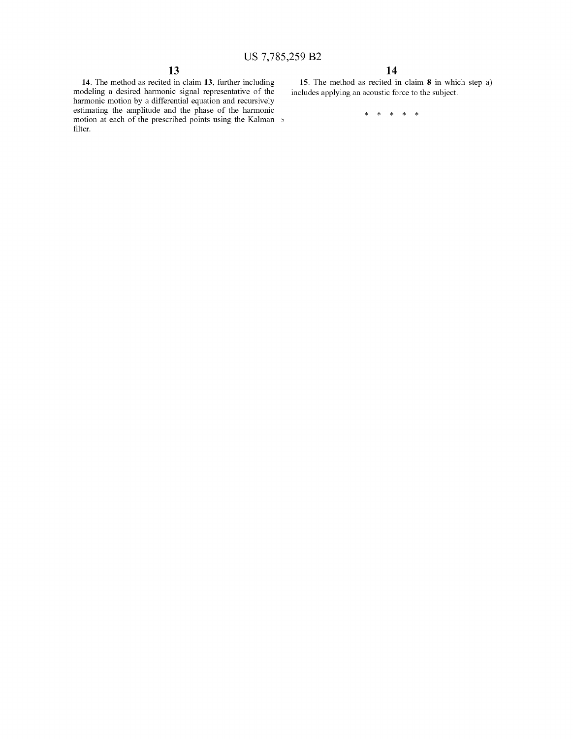14. The method as recited in claim 13, further including modeling a desired harmonic signal representative of the harmonic motion by a differential equation and recursively estimating the amplitude and the phase of the harmonic motion at each of the prescribed points using the Kalman filter.

15. The method as recited in claim 8 in which step a) includes applying an acoustic force to the subject.

* * * * *